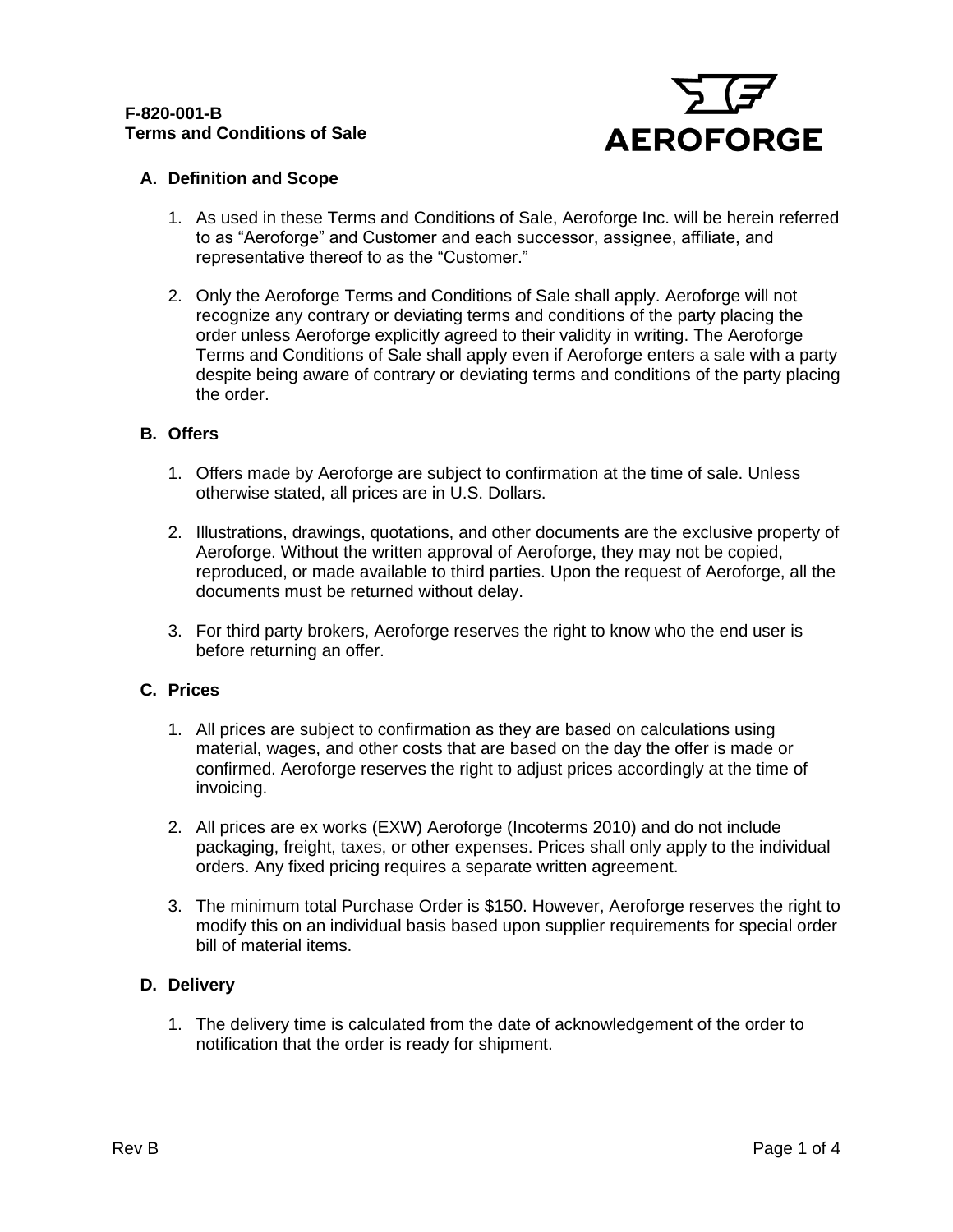**F-820-001-B**
**Terms and Conditions of Sale**

AEROFORGE

## A. Definition and Scope

1. As used in these Terms and Conditions of Sale, Aeroforge Inc. will be herein referred to as "Aeroforge" and Customer and each successor, assignee, affiliate, and representative thereof to as the "Customer."

2. Only the Aeroforge Terms and Conditions of Sale shall apply. Aeroforge will not recognize any contrary or deviating terms and conditions of the party placing the order unless Aeroforge explicitly agreed to their validity in writing. The Aeroforge Terms and Conditions of Sale shall apply even if Aeroforge enters a sale with a party despite being aware of contrary or deviating terms and conditions of the party placing the order.

## B. Offers

1. Offers made by Aeroforge are subject to confirmation at the time of sale. Unless otherwise stated, all prices are in U.S. Dollars.

2. Illustrations, drawings, quotations, and other documents are the exclusive property of Aeroforge. Without the written approval of Aeroforge, they may not be copied, reproduced, or made available to third parties. Upon the request of Aeroforge, all the documents must be returned without delay.

3. For third party brokers, Aeroforge reserves the right to know who the end user is before returning an offer.

## C. Prices

1. All prices are subject to confirmation as they are based on calculations using material, wages, and other costs that are based on the day the offer is made or confirmed. Aeroforge reserves the right to adjust prices accordingly at the time of invoicing.

2. All prices are ex works (EXW) Aeroforge (Incoterms 2010) and do not include packaging, freight, taxes, or other expenses. Prices shall only apply to the individual orders. Any fixed pricing requires a separate written agreement.

3. The minimum total Purchase Order is $150. However, Aeroforge reserves the right to modify this on an individual basis based upon supplier requirements for special order bill of material items.

## D. Delivery

1. The delivery time is calculated from the date of acknowledgement of the order to notification that the order is ready for shipment.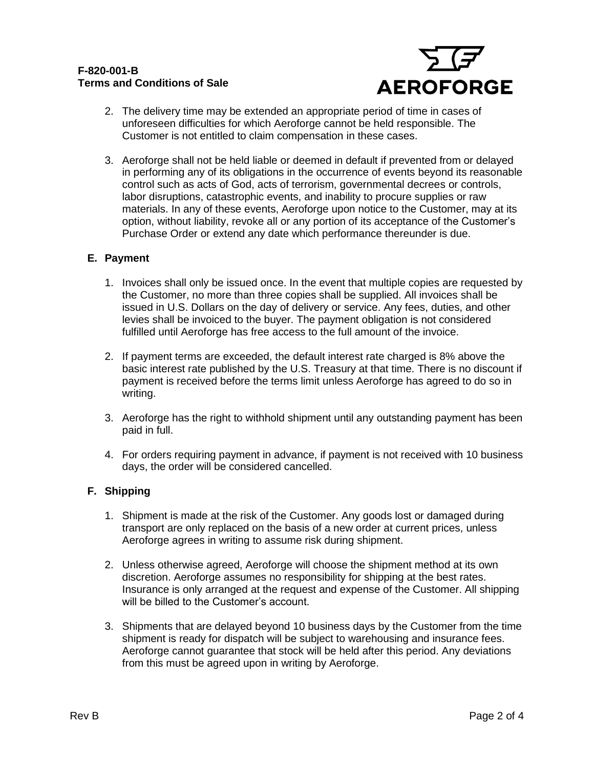2. The delivery time may be extended an appropriate period of time in cases of unforeseen difficulties for which Aeroforge cannot be held responsible. The Customer is not entitled to claim compensation in these cases.

3. Aeroforge shall not be held liable or deemed in default if prevented from or delayed in performing any of its obligations in the occurrence of events beyond its reasonable control such as acts of God, acts of terrorism, governmental decrees or controls, labor disruptions, catastrophic events, and inability to procure supplies or raw materials. In any of these events, Aeroforge upon notice to the Customer, may at its option, without liability, revoke all or any portion of its acceptance of the Customer's Purchase Order or extend any date which performance thereunder is due.

## E. Payment

1. Invoices shall only be issued once. In the event that multiple copies are requested by the Customer, no more than three copies shall be supplied. All invoices shall be issued in U.S. Dollars on the day of delivery or service. Any fees, duties, and other levies shall be invoiced to the buyer. The payment obligation is not considered fulfilled until Aeroforge has free access to the full amount of the invoice.

2. If payment terms are exceeded, the default interest rate charged is 8% above the basic interest rate published by the U.S. Treasury at that time. There is no discount if payment is received before the terms limit unless Aeroforge has agreed to do so in writing.

3. Aeroforge has the right to withhold shipment until any outstanding payment has been paid in full.

4. For orders requiring payment in advance, if payment is not received with 10 business days, the order will be considered cancelled.

## F. Shipping

1. Shipment is made at the risk of the Customer. Any goods lost or damaged during transport are only replaced on the basis of a new order at current prices, unless Aeroforge agrees in writing to assume risk during shipment.

2. Unless otherwise agreed, Aeroforge will choose the shipment method at its own discretion. Aeroforge assumes no responsibility for shipping at the best rates. Insurance is only arranged at the request and expense of the Customer. All shipping will be billed to the Customer's account.

3. Shipments that are delayed beyond 10 business days by the Customer from the time shipment is ready for dispatch will be subject to warehousing and insurance fees. Aeroforge cannot guarantee that stock will be held after this period. Any deviations from this must be agreed upon in writing by Aeroforge.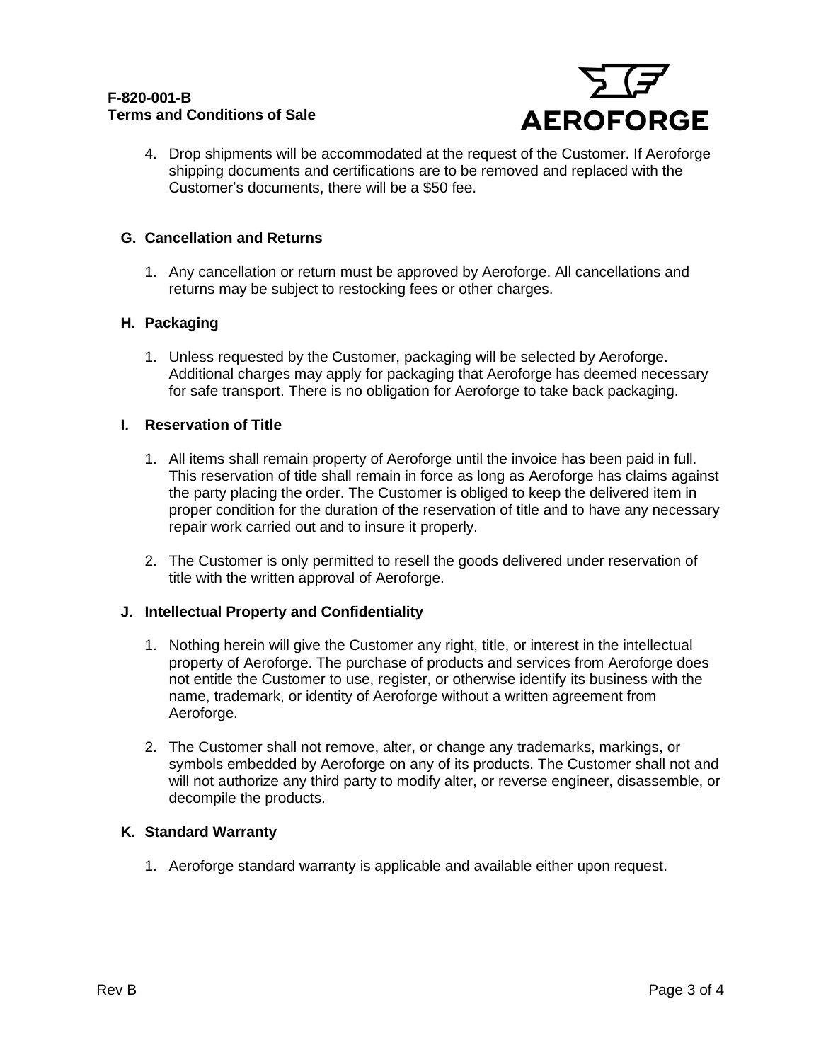4. Drop shipments will be accommodated at the request of the Customer. If Aeroforge shipping documents and certifications are to be removed and replaced with the Customer's documents, there will be a $50 fee.

## G. Cancellation and Returns

1. Any cancellation or return must be approved by Aeroforge. All cancellations and returns may be subject to restocking fees or other charges.

## H. Packaging

1. Unless requested by the Customer, packaging will be selected by Aeroforge. Additional charges may apply for packaging that Aeroforge has deemed necessary for safe transport. There is no obligation for Aeroforge to take back packaging.

## I. Reservation of Title

1. All items shall remain property of Aeroforge until the invoice has been paid in full. This reservation of title shall remain in force as long as Aeroforge has claims against the party placing the order. The Customer is obliged to keep the delivered item in proper condition for the duration of the reservation of title and to have any necessary repair work carried out and to insure it properly.

2. The Customer is only permitted to resell the goods delivered under reservation of title with the written approval of Aeroforge.

## J. Intellectual Property and Confidentiality

1. Nothing herein will give the Customer any right, title, or interest in the intellectual property of Aeroforge. The purchase of products and services from Aeroforge does not entitle the Customer to use, register, or otherwise identify its business with the name, trademark, or identity of Aeroforge without a written agreement from Aeroforge.

2. The Customer shall not remove, alter, or change any trademarks, markings, or symbols embedded by Aeroforge on any of its products. The Customer shall not and will not authorize any third party to modify alter, or reverse engineer, disassemble, or decompile the products.

## K. Standard Warranty

1. Aeroforge standard warranty is applicable and available either upon request.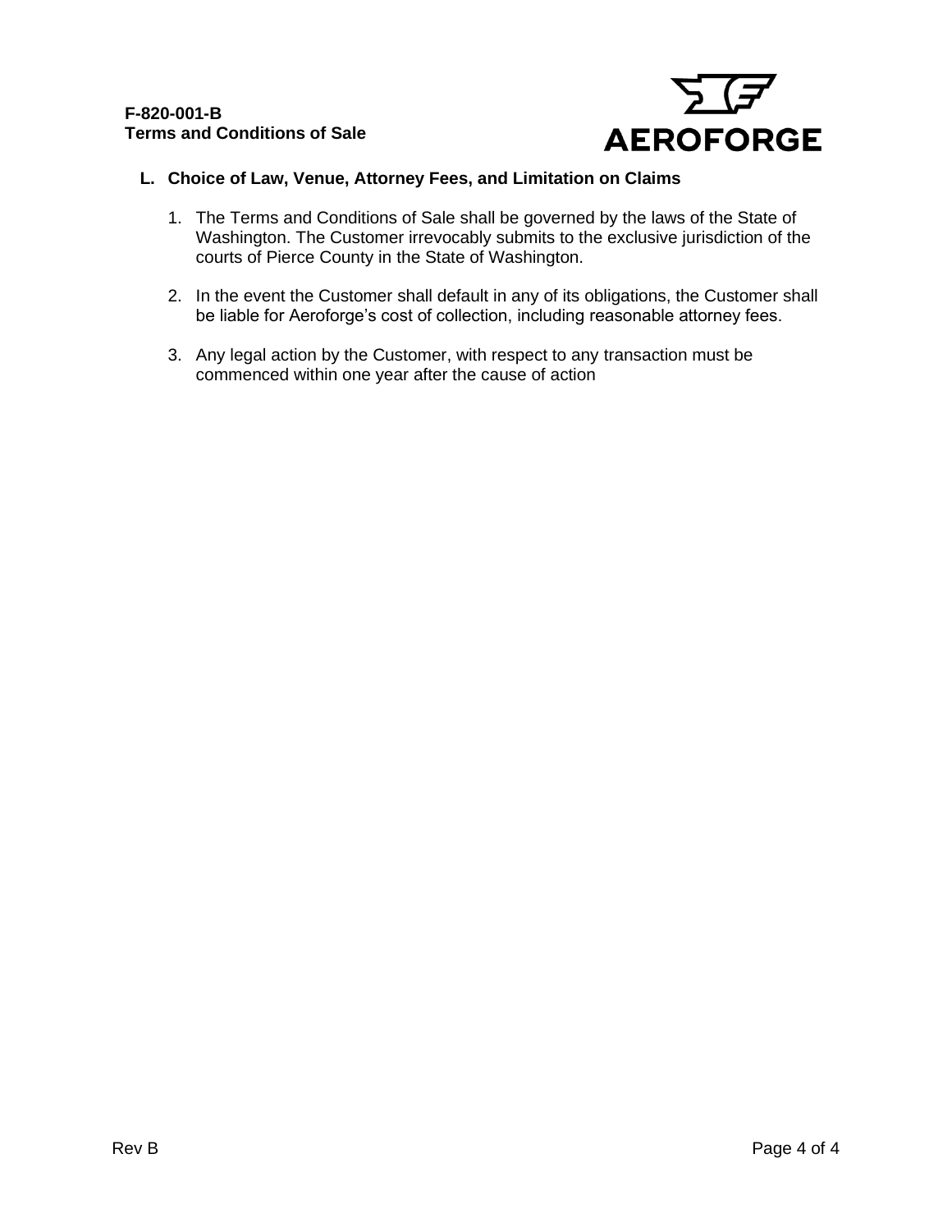## L. Choice of Law, Venue, Attorney Fees, and Limitation on Claims

1. The Terms and Conditions of Sale shall be governed by the laws of the State of Washington. The Customer irrevocably submits to the exclusive jurisdiction of the courts of Pierce County in the State of Washington.

2. In the event the Customer shall default in any of its obligations, the Customer shall be liable for Aeroforge's cost of collection, including reasonable attorney fees.

3. Any legal action by the Customer, with respect to any transaction must be commenced within one year after the cause of action